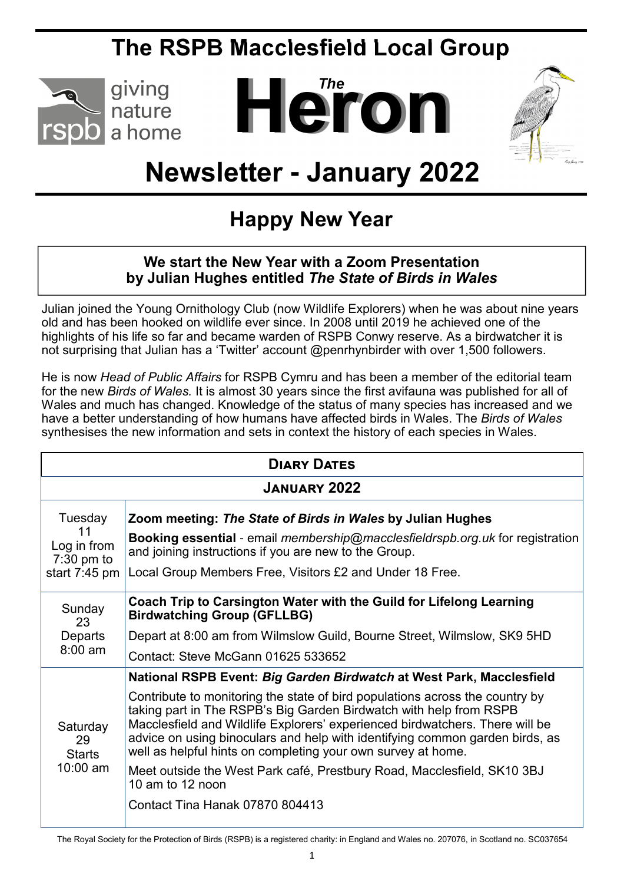# The RSPB Macclesfield Local Group

giving nature a home

# *The* Heron

# Newsletter - January 2022

## Happy New Year

### We start the New Year with a Zoom Presentation by Julian Hughes entitled *The State of Birds in Wales*

Julian joined the Young Ornithology Club (now Wildlife Explorers) when he was about nine years old and has been hooked on wildlife ever since. In 2008 until 2019 he achieved one of the highlights of his life so far and became warden of RSPB Conwy reserve. As a birdwatcher it is not surprising that Julian has a 'Twitter' account @penrhynbirder with over 1,500 followers.

He is now *Head of Public Affairs* for RSPB Cymru and has been a member of the editorial team for the new *Birds of Wales.* It is almost 30 years since the first avifauna was published for all of Wales and much has changed. Knowledge of the status of many species has increased and we have a better understanding of how humans have affected birds in Wales. The *Birds of Wales* synthesises the new information and sets in context the history of each species in Wales.

| Diary Dates | |
|---|---|
| **January 2022** | |
| Tuesday 11<br>Log in from 7:30 pm to start 7:45 pm | **Zoom meeting: *The State of Birds in Wales* by Julian Hughes**<br>**Booking essential** - email *membership@macclesfieldrspb.org.uk* for registration and joining instructions if you are new to the Group.<br>Local Group Members Free, Visitors £2 and Under 18 Free. |
| Sunday 23<br>Departs 8:00 am | **Coach Trip to Carsington Water with the Guild for Lifelong Learning Birdwatching Group (GFLLBG)**<br>Depart at 8:00 am from Wilmslow Guild, Bourne Street, Wilmslow, SK9 5HD<br>Contact: Steve McGann 01625 533652 |
| Saturday 29<br>Starts 10:00 am | **National RSPB Event: *Big Garden Birdwatch* at West Park, Macclesfield**<br>Contribute to monitoring the state of bird populations across the country by taking part in The RSPB's Big Garden Birdwatch with help from RSPB Macclesfield and Wildlife Explorers' experienced birdwatchers. There will be advice on using binoculars and help with identifying common garden birds, as well as helpful hints on completing your own survey at home.<br>Meet outside the West Park café, Prestbury Road, Macclesfield, SK10 3BJ 10 am to 12 noon<br>Contact Tina Hanak 07870 804413 |

The Royal Society for the Protection of Birds (RSPB) is a registered charity: in England and Wales no. 207076, in Scotland no. SC037654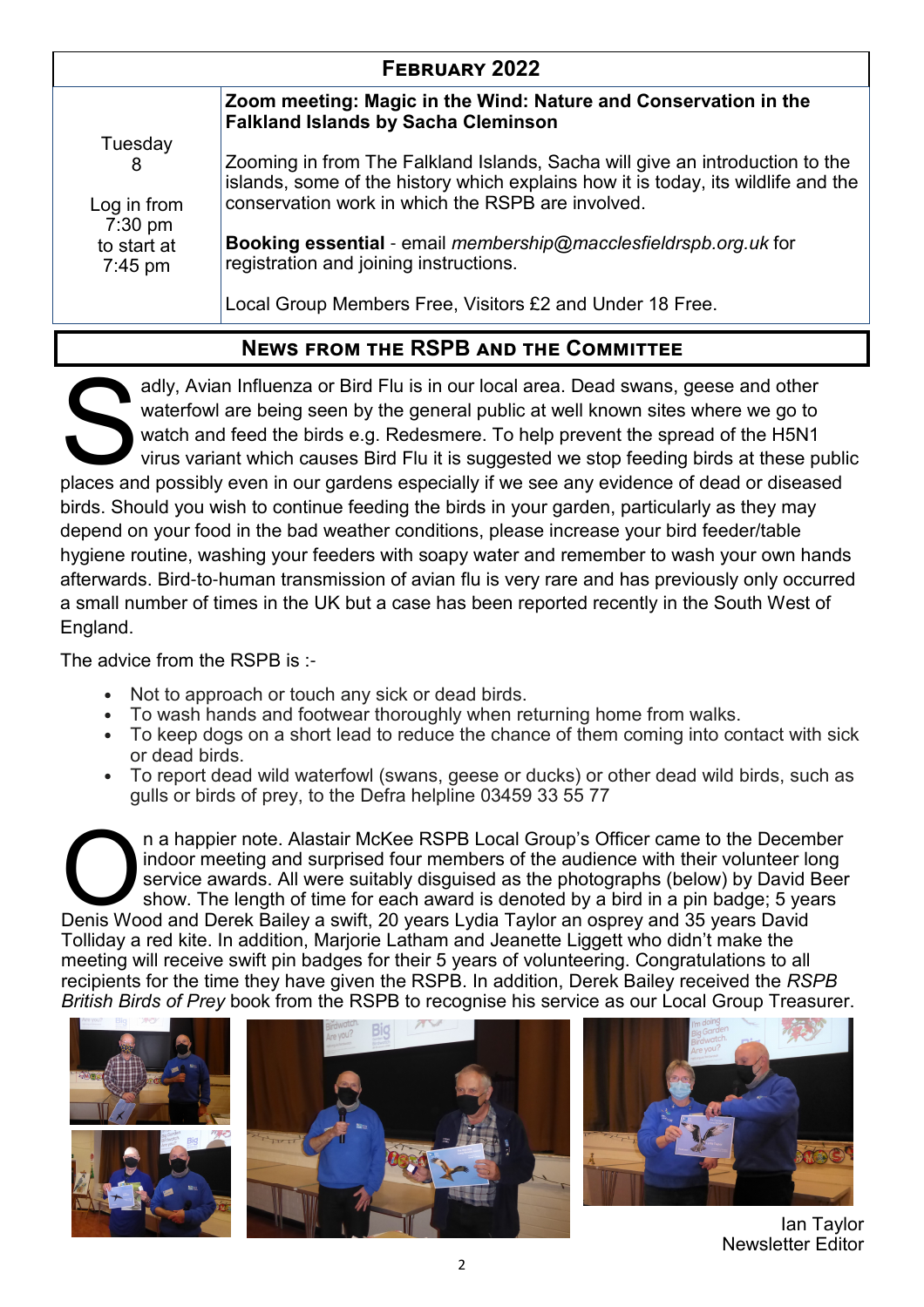## February 2022

| | |
|---|---|
| Tuesday 8<br><br>Log in from 7:30 pm to start at 7:45 pm | **Zoom meeting: Magic in the Wind: Nature and Conservation in the Falkland Islands by Sacha Cleminson**<br><br>Zooming in from The Falkland Islands, Sacha will give an introduction to the islands, some of the history which explains how it is today, its wildlife and the conservation work in which the RSPB are involved.<br><br>**Booking essential** - email *membership@macclesfieldrspb.org.uk* for registration and joining instructions.<br><br>Local Group Members Free, Visitors £2 and Under 18 Free. |

## News from the RSPB and the Committee

Sadly, Avian Influenza or Bird Flu is in our local area. Dead swans, geese and other waterfowl are being seen by the general public at well known sites where we go to watch and feed the birds e.g. Redesmere. To help prevent the spread of the H5N1 virus variant which causes Bird Flu it is suggested we stop feeding birds at these public places and possibly even in our gardens especially if we see any evidence of dead or diseased birds. Should you wish to continue feeding the birds in your garden, particularly as they may depend on your food in the bad weather conditions, please increase your bird feeder/table hygiene routine, washing your feeders with soapy water and remember to wash your own hands afterwards. Bird-to-human transmission of avian flu is very rare and has previously only occurred a small number of times in the UK but a case has been reported recently in the South West of England.

The advice from the RSPB is :-

- Not to approach or touch any sick or dead birds.
- To wash hands and footwear thoroughly when returning home from walks.
- To keep dogs on a short lead to reduce the chance of them coming into contact with sick or dead birds.
- To report dead wild waterfowl (swans, geese or ducks) or other dead wild birds, such as gulls or birds of prey, to the Defra helpline 03459 33 55 77

On a happier note. Alastair McKee RSPB Local Group's Officer came to the December indoor meeting and surprised four members of the audience with their volunteer long service awards. All were suitably disguised as the photographs (below) by David Beer show. The length of time for each award is denoted by a bird in a pin badge; 5 years Denis Wood and Derek Bailey a swift, 20 years Lydia Taylor an osprey and 35 years David Tolliday a red kite. In addition, Marjorie Latham and Jeanette Liggett who didn't make the meeting will receive swift pin badges for their 5 years of volunteering. Congratulations to all recipients for the time they have given the RSPB. In addition, Derek Bailey received the *RSPB British Birds of Prey* book from the RSPB to recognise his service as our Local Group Treasurer.

Ian Taylor
Newsletter Editor